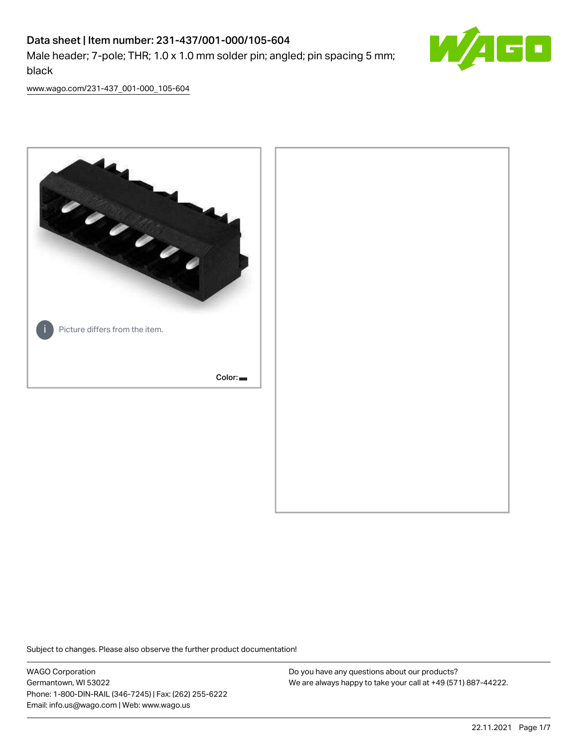# Data sheet | Item number: 231-437/001-000/105-604

Male header; 7-pole; THR; 1.0 x 1.0 mm solder pin; angled; pin spacing 5 mm; black

www.wago.com/231-437_001-000_105-604

Picture differs from the item.

Color:

Subject to changes. Please also observe the further product documentation!

WAGO Corporation
Germantown, WI 53022
Phone: 1-800-DIN-RAIL (346-7245) | Fax: (262) 255-6222
Email: info.us@wago.com | Web: www.wago.us

Do you have any questions about our products?
We are always happy to take your call at +49 (571) 887-44222.

22.11.2021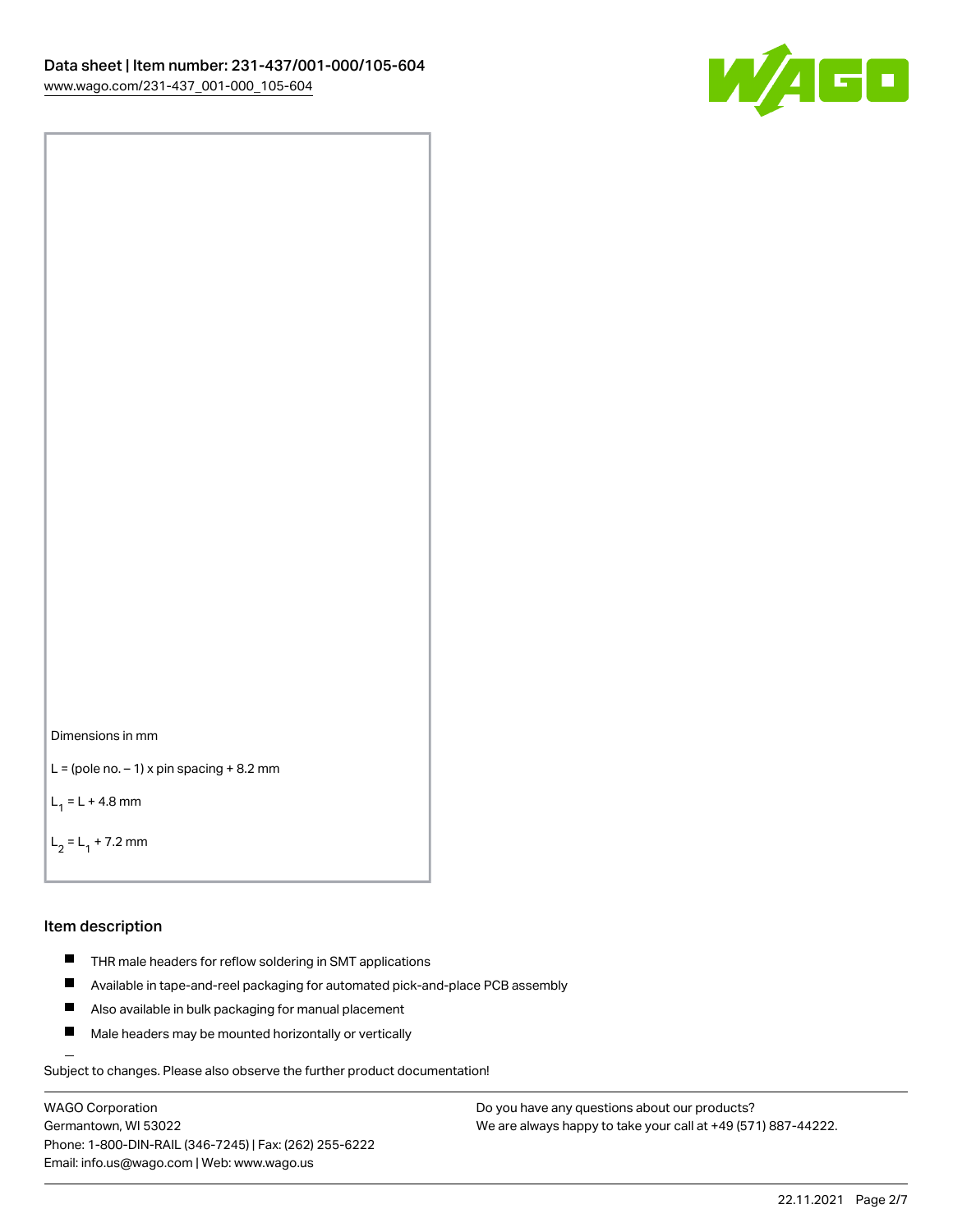Dimensions in mm

L = (pole no. – 1) x pin spacing + 8.2 mm

$L_1$ = L + 4.8 mm

$L_2$ = $L_1$ + 7.2 mm

## Item description

- THR male headers for reflow soldering in SMT applications
- Available in tape-and-reel packaging for automated pick-and-place PCB assembly
- Also available in bulk packaging for manual placement
- Male headers may be mounted horizontally or vertically

Subject to changes. Please also observe the further product documentation!

WAGO Corporation
Germantown, WI 53022
Phone: 1-800-DIN-RAIL (346-7245) | Fax: (262) 255-6222
Email: info.us@wago.com | Web: www.wago.us

Do you have any questions about our products?
We are always happy to take your call at +49 (571) 887-44222.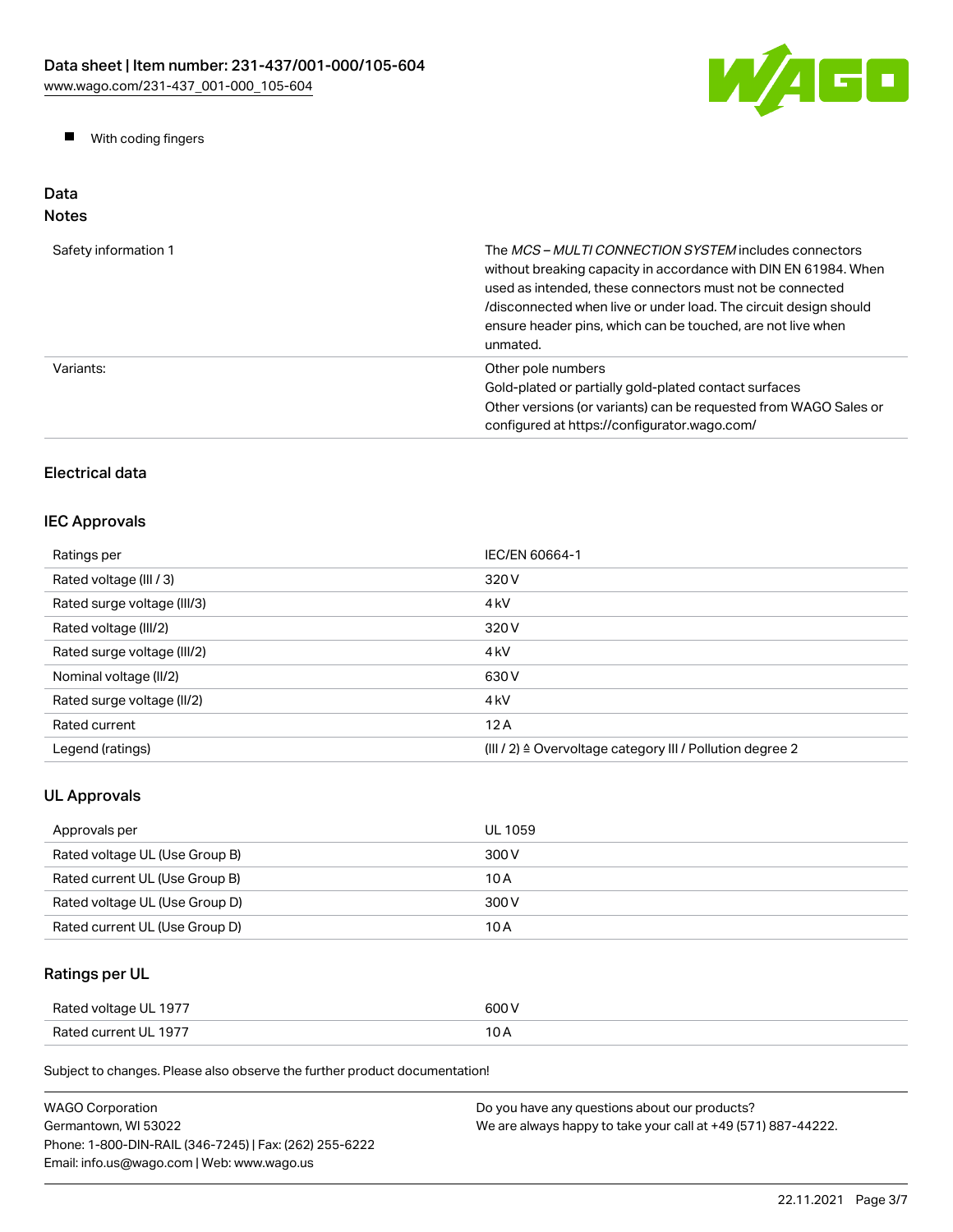- With coding fingers

## Data

### Notes

| | |
|---|---|
| Safety information 1 | The *MCS – MULTI CONNECTION SYSTEM* includes connectors without breaking capacity in accordance with DIN EN 61984. When used as intended, these connectors must not be connected /disconnected when live or under load. The circuit design should ensure header pins, which can be touched, are not live when unmated. |
| Variants: | Other pole numbers<br>Gold-plated or partially gold-plated contact surfaces<br>Other versions (or variants) can be requested from WAGO Sales or configured at https://configurator.wago.com/ |

### Electrical data

### IEC Approvals

| | |
|---|---|
| Ratings per | IEC/EN 60664-1 |
| Rated voltage (III / 3) | 320 V |
| Rated surge voltage (III/3) | 4 kV |
| Rated voltage (III/2) | 320 V |
| Rated surge voltage (III/2) | 4 kV |
| Nominal voltage (II/2) | 630 V |
| Rated surge voltage (II/2) | 4 kV |
| Rated current | 12 A |
| Legend (ratings) | (III / 2) ≙ Overvoltage category III / Pollution degree 2 |

### UL Approvals

| | |
|---|---|
| Approvals per | UL 1059 |
| Rated voltage UL (Use Group B) | 300 V |
| Rated current UL (Use Group B) | 10 A |
| Rated voltage UL (Use Group D) | 300 V |
| Rated current UL (Use Group D) | 10 A |

### Ratings per UL

| | |
|---|---|
| Rated voltage UL 1977 | 600 V |
| Rated current UL 1977 | 10 A |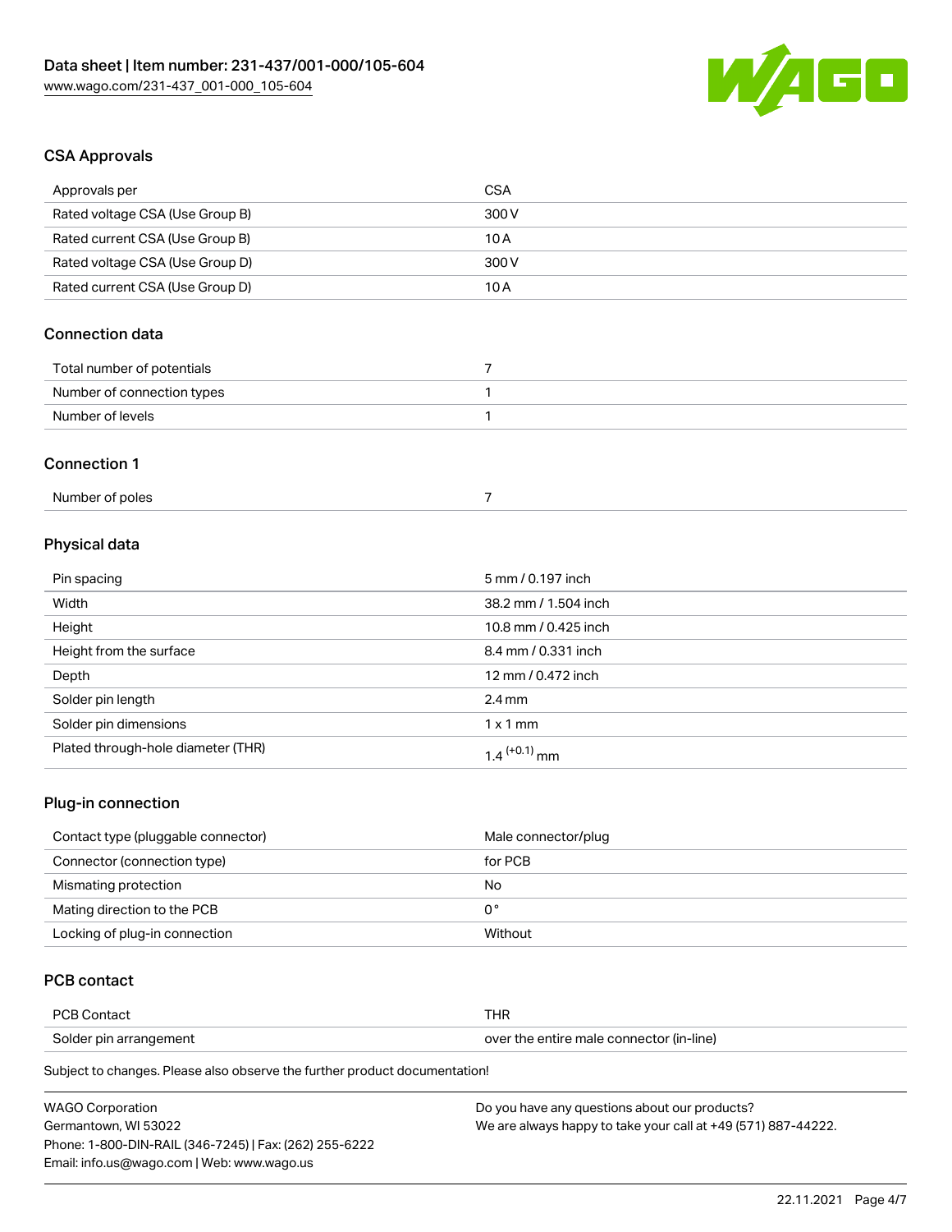## CSA Approvals

| Approvals per | CSA |
| --- | --- |
| Rated voltage CSA (Use Group B) | 300 V |
| Rated current CSA (Use Group B) | 10 A |
| Rated voltage CSA (Use Group D) | 300 V |
| Rated current CSA (Use Group D) | 10 A |

## Connection data

| Total number of potentials | 7 |
| --- | --- |
| Number of connection types | 1 |
| Number of levels | 1 |

## Connection 1

| Number of poles | 7 |
| --- | --- |

## Physical data

| Pin spacing | 5 mm / 0.197 inch |
| --- | --- |
| Width | 38.2 mm / 1.504 inch |
| Height | 10.8 mm / 0.425 inch |
| Height from the surface | 8.4 mm / 0.331 inch |
| Depth | 12 mm / 0.472 inch |
| Solder pin length | 2.4 mm |
| Solder pin dimensions | 1 x 1 mm |
| Plated through-hole diameter (THR) | $1.4^{(+0.1)}$ mm |

## Plug-in connection

| Contact type (pluggable connector) | Male connector/plug |
| --- | --- |
| Connector (connection type) | for PCB |
| Mismating protection | No |
| Mating direction to the PCB | 0 ° |
| Locking of plug-in connection | Without |

## PCB contact

| PCB Contact | THR |
| --- | --- |
| Solder pin arrangement | over the entire male connector (in-line) |

Subject to changes. Please also observe the further product documentation!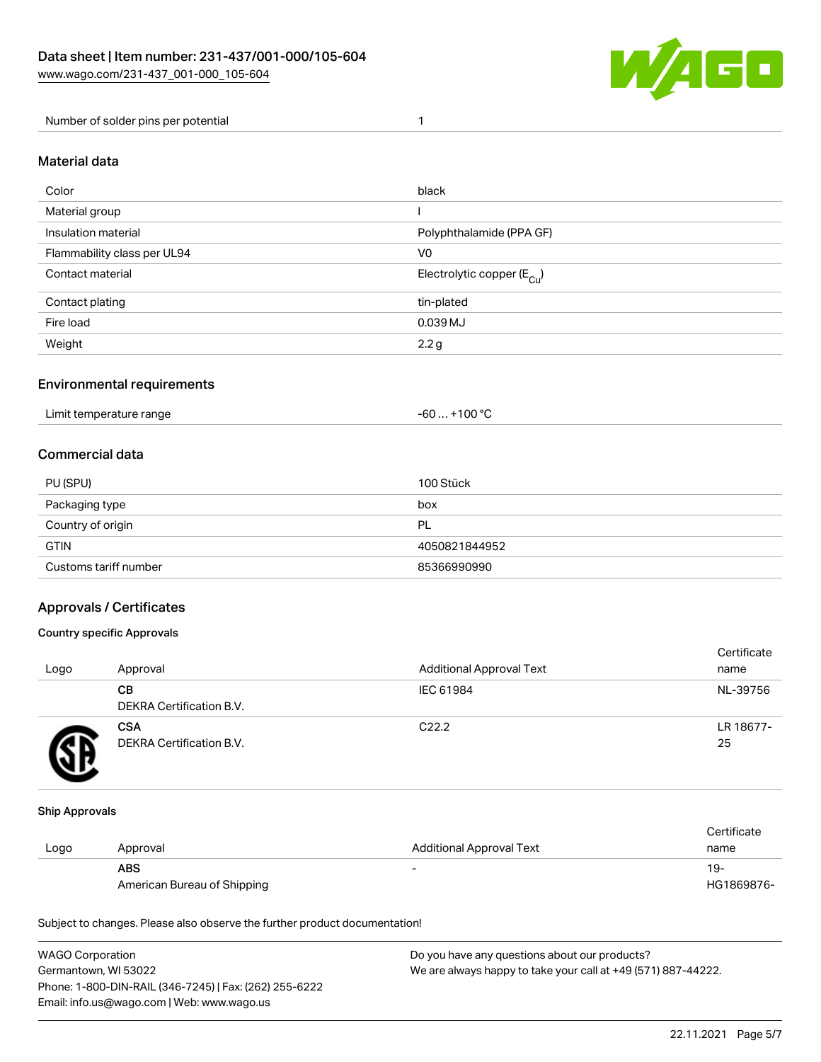| Number of solder pins per potential | 1 |
| --- | --- |

## Material data

| Color | black |
| --- | --- |
| Material group | I |
| Insulation material | Polyphthalamide (PPA GF) |
| Flammability class per UL94 | V0 |
| Contact material | Electrolytic copper ($E_{Cu}$) |
| Contact plating | tin-plated |
| Fire load | 0.039 MJ |
| Weight | 2.2 g |

## Environmental requirements

| Limit temperature range | -60 … +100 °C |
| --- | --- |

## Commercial data

| PU (SPU) | 100 Stück |
| --- | --- |
| Packaging type | box |
| Country of origin | PL |
| GTIN | 4050821844952 |
| Customs tariff number | 85366990990 |

## Approvals / Certificates

### Country specific Approvals

| Logo | Approval | Additional Approval Text | Certificate name |
| --- | --- | --- | --- |
| | **CB** DEKRA Certification B.V. | IEC 61984 | NL-39756 |
| | **CSA** DEKRA Certification B.V. | C22.2 | LR 18677-25 |

### Ship Approvals

| Logo | Approval | Additional Approval Text | Certificate name |
| --- | --- | --- | --- |
| | **ABS** American Bureau of Shipping | - | 19-HG1869876- |

Subject to changes. Please also observe the further product documentation!

WAGO Corporation
Germantown, WI 53022
Phone: 1-800-DIN-RAIL (346-7245) | Fax: (262) 255-6222
Email: info.us@wago.com | Web: www.wago.us

Do you have any questions about our products?
We are always happy to take your call at +49 (571) 887-44222.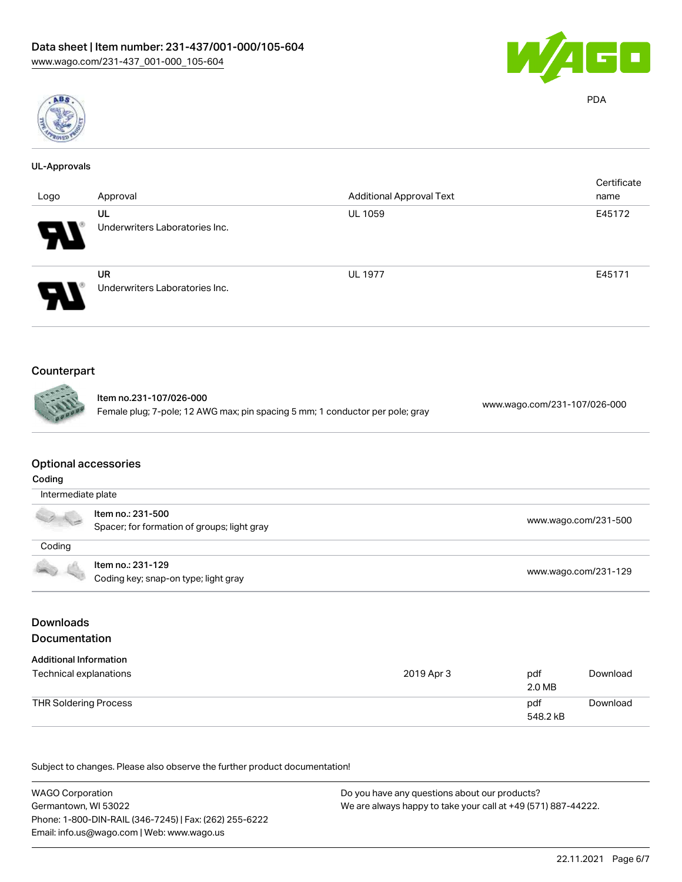PDA

## UL-Approvals

| Logo | Approval | Additional Approval Text | Certificate name |
| --- | --- | --- | --- |
| | UL<br>Underwriters Laboratories Inc. | UL 1059 | E45172 |
| | UR<br>Underwriters Laboratories Inc. | UL 1977 | E45171 |

## Counterpart

| | | |
| --- | --- | --- |
| | Item no.231-107/026-000<br>Female plug; 7-pole; 12 AWG max; pin spacing 5 mm; 1 conductor per pole; gray | www.wago.com/231-107/026-000 |

## Optional accessories

### Coding

Intermediate plate

| | | |
| --- | --- | --- |
| | Item no.: 231-500<br>Spacer; for formation of groups; light gray | www.wago.com/231-500 |

Coding

| | | |
| --- | --- | --- |
| | Item no.: 231-129<br>Coding key; snap-on type; light gray | www.wago.com/231-129 |

## Downloads

## Documentation

### Additional Information

| | | | |
| --- | --- | --- | --- |
| Technical explanations | 2019 Apr 3 | pdf<br>2.0 MB | Download |
| THR Soldering Process | | pdf<br>548.2 kB | Download |

Subject to changes. Please also observe the further product documentation!

WAGO Corporation
Germantown, WI 53022
Phone: 1-800-DIN-RAIL (346-7245) | Fax: (262) 255-6222
Email: info.us@wago.com | Web: www.wago.us

Do you have any questions about our products?
We are always happy to take your call at +49 (571) 887-44222.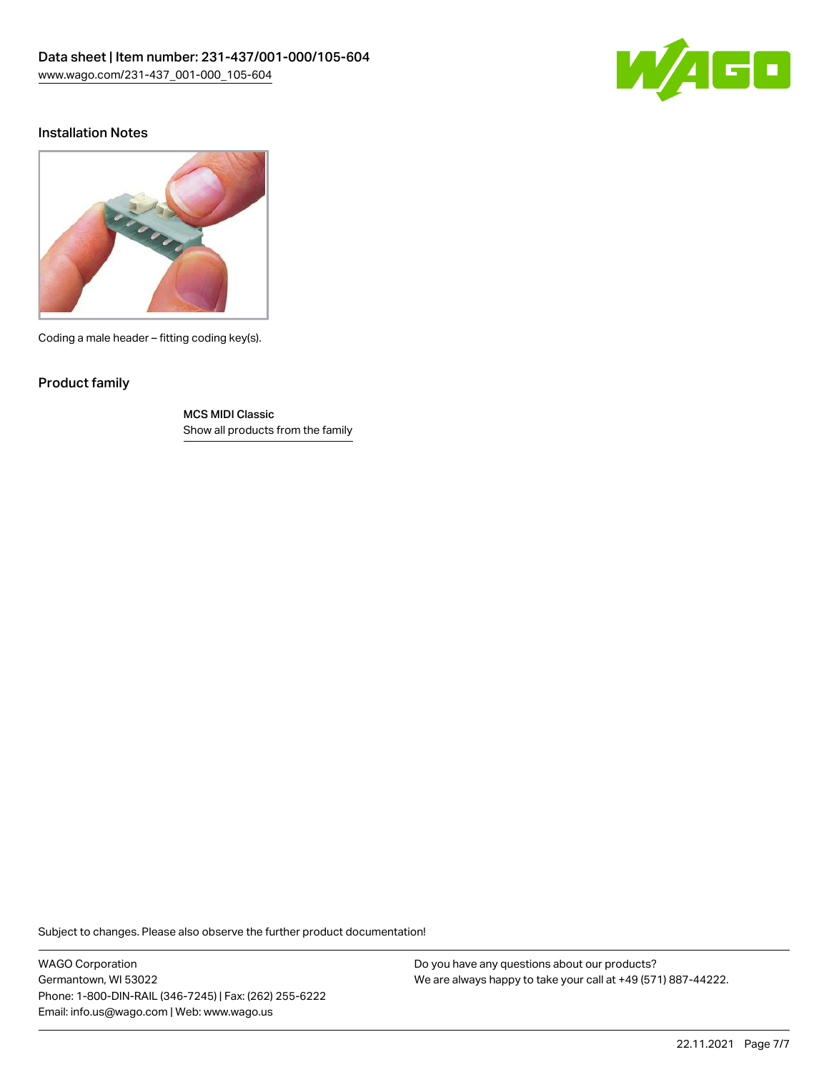## Installation Notes

Coding a male header – fitting coding key(s).

## Product family

MCS MIDI Classic
Show all products from the family

Subject to changes. Please also observe the further product documentation!

WAGO Corporation
Germantown, WI 53022
Phone: 1-800-DIN-RAIL (346-7245) | Fax: (262) 255-6222
Email: info.us@wago.com | Web: www.wago.us

Do you have any questions about our products?
We are always happy to take your call at +49 (571) 887-44222.